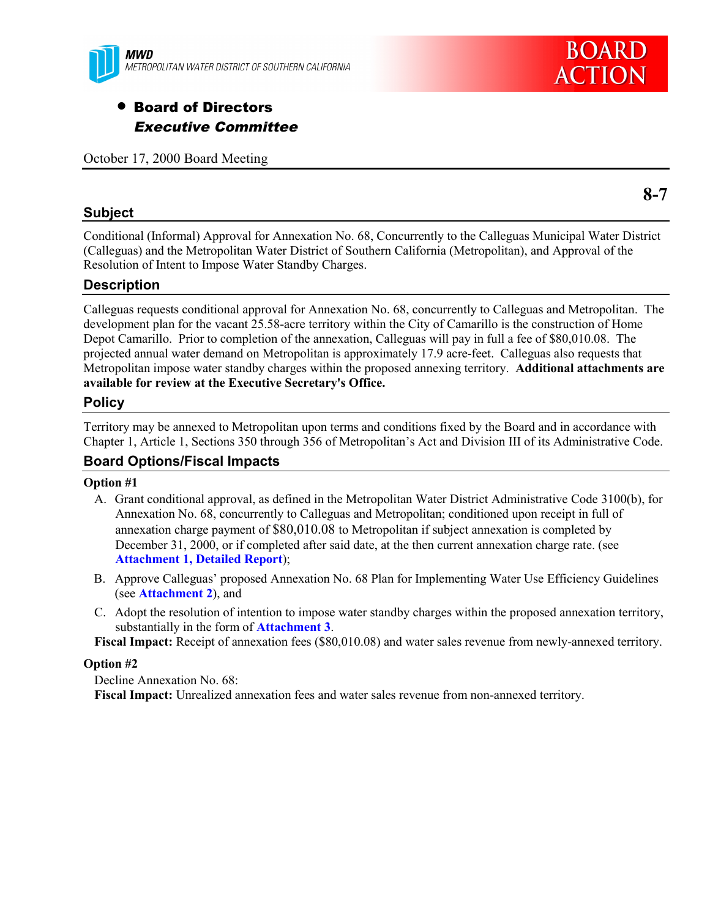MWD
METROPOLITAN WATER DISTRICT OF SOUTHERN CALIFORNIA

BOARD ACTION

- **Board of Directors**
  ***Executive Committee***

October 17, 2000 Board Meeting

**8-7**

## Subject

Conditional (Informal) Approval for Annexation No. 68, Concurrently to the Calleguas Municipal Water District (Calleguas) and the Metropolitan Water District of Southern California (Metropolitan), and Approval of the Resolution of Intent to Impose Water Standby Charges.

## Description

Calleguas requests conditional approval for Annexation No. 68, concurrently to Calleguas and Metropolitan. The development plan for the vacant 25.58-acre territory within the City of Camarillo is the construction of Home Depot Camarillo. Prior to completion of the annexation, Calleguas will pay in full a fee of $80,010.08. The projected annual water demand on Metropolitan is approximately 17.9 acre-feet. Calleguas also requests that Metropolitan impose water standby charges within the proposed annexing territory. **Additional attachments are available for review at the Executive Secretary's Office.**

## Policy

Territory may be annexed to Metropolitan upon terms and conditions fixed by the Board and in accordance with Chapter 1, Article 1, Sections 350 through 356 of Metropolitan's Act and Division III of its Administrative Code.

## Board Options/Fiscal Impacts

**Option #1**

A. Grant conditional approval, as defined in the Metropolitan Water District Administrative Code 3100(b), for Annexation No. 68, concurrently to Calleguas and Metropolitan; conditioned upon receipt in full of annexation charge payment of $80,010.08 to Metropolitan if subject annexation is completed by December 31, 2000, or if completed after said date, at the then current annexation charge rate. (see **Attachment 1, Detailed Report**);

B. Approve Calleguas' proposed Annexation No. 68 Plan for Implementing Water Use Efficiency Guidelines (see **Attachment 2**), and

C. Adopt the resolution of intention to impose water standby charges within the proposed annexation territory, substantially in the form of **Attachment 3**.

**Fiscal Impact:** Receipt of annexation fees ($80,010.08) and water sales revenue from newly-annexed territory.

**Option #2**

Decline Annexation No. 68:

**Fiscal Impact:** Unrealized annexation fees and water sales revenue from non-annexed territory.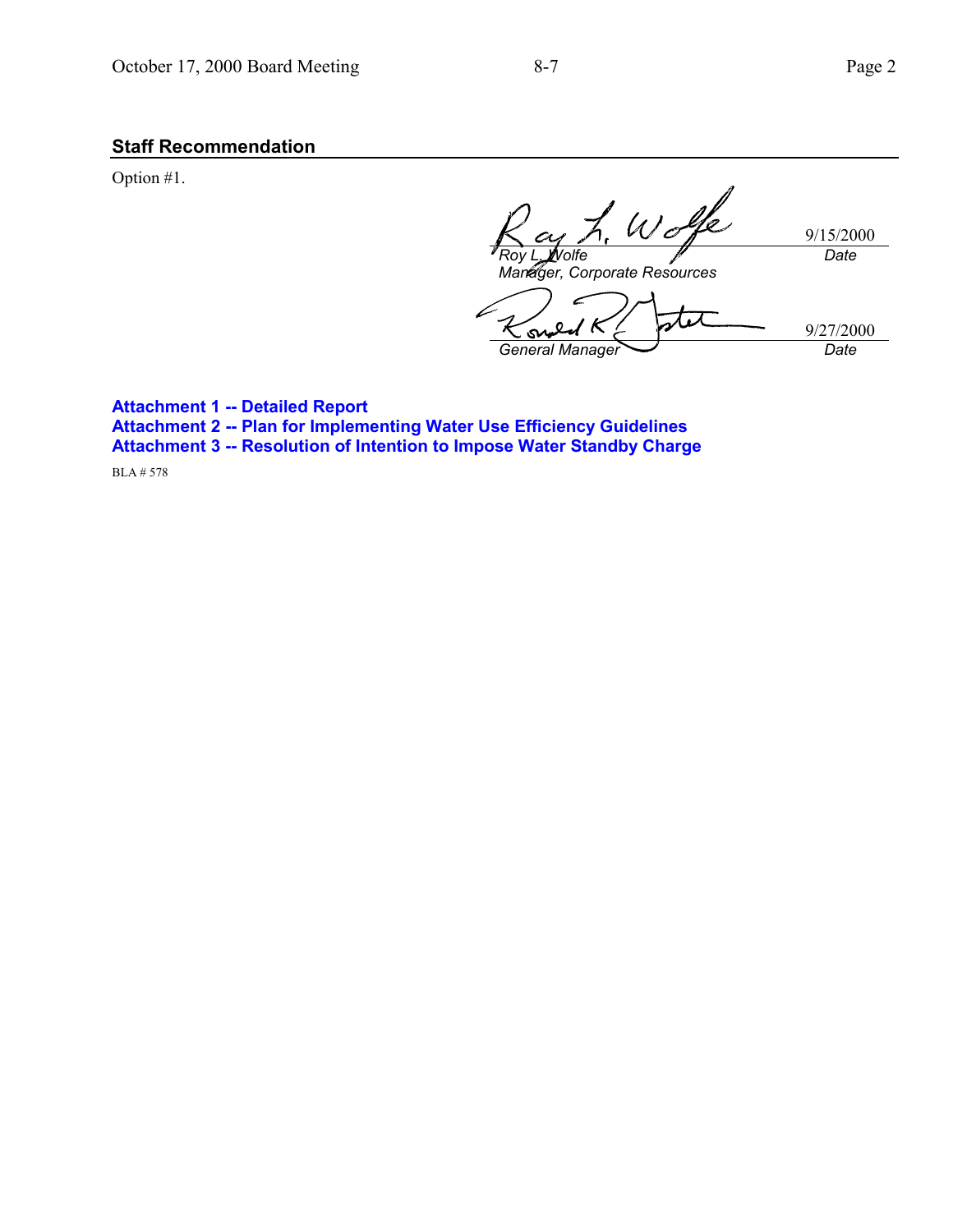## Staff Recommendation

Option #1.

Roy L. Wolfe 9/15/2000

*Roy L. Wolfe* *Date*

*Manager, Corporate Resources*

9/27/2000

*General Manager* *Date*

**Attachment 1 -- Detailed Report**

**Attachment 2 -- Plan for Implementing Water Use Efficiency Guidelines**

**Attachment 3 -- Resolution of Intention to Impose Water Standby Charge**

BLA # 578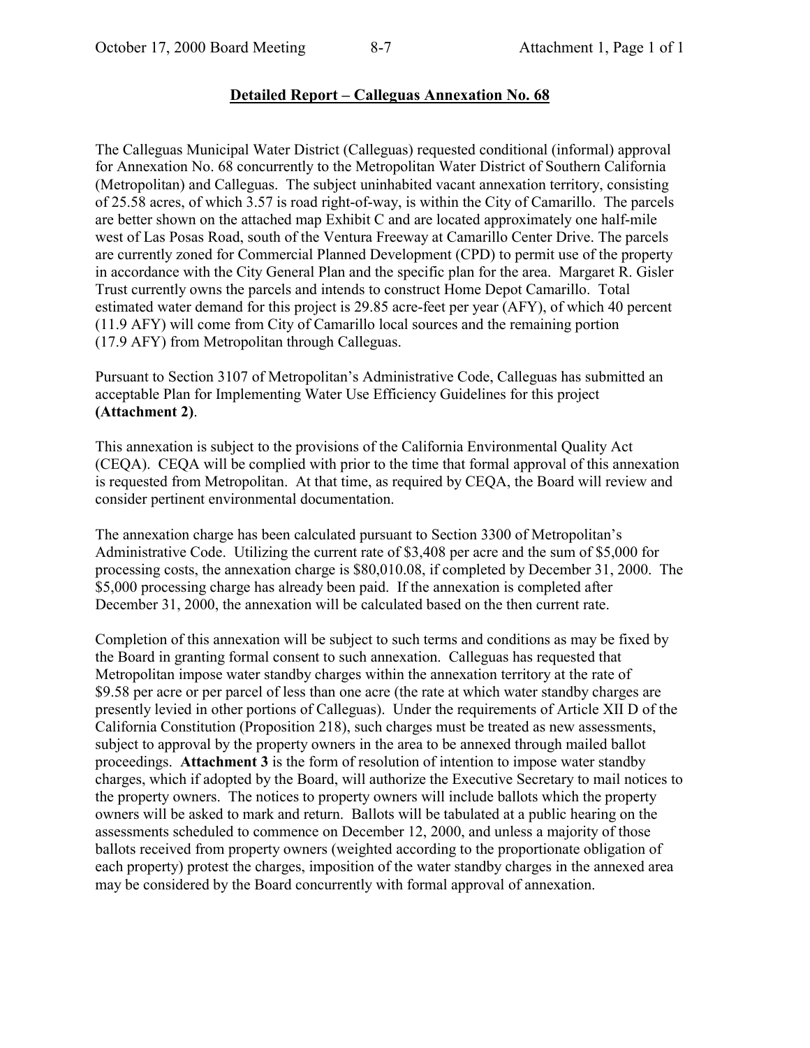## Detailed Report – Calleguas Annexation No. 68

The Calleguas Municipal Water District (Calleguas) requested conditional (informal) approval for Annexation No. 68 concurrently to the Metropolitan Water District of Southern California (Metropolitan) and Calleguas. The subject uninhabited vacant annexation territory, consisting of 25.58 acres, of which 3.57 is road right-of-way, is within the City of Camarillo. The parcels are better shown on the attached map Exhibit C and are located approximately one half-mile west of Las Posas Road, south of the Ventura Freeway at Camarillo Center Drive. The parcels are currently zoned for Commercial Planned Development (CPD) to permit use of the property in accordance with the City General Plan and the specific plan for the area. Margaret R. Gisler Trust currently owns the parcels and intends to construct Home Depot Camarillo. Total estimated water demand for this project is 29.85 acre-feet per year (AFY), of which 40 percent (11.9 AFY) will come from City of Camarillo local sources and the remaining portion (17.9 AFY) from Metropolitan through Calleguas.

Pursuant to Section 3107 of Metropolitan's Administrative Code, Calleguas has submitted an acceptable Plan for Implementing Water Use Efficiency Guidelines for this project **(Attachment 2)**.

This annexation is subject to the provisions of the California Environmental Quality Act (CEQA). CEQA will be complied with prior to the time that formal approval of this annexation is requested from Metropolitan. At that time, as required by CEQA, the Board will review and consider pertinent environmental documentation.

The annexation charge has been calculated pursuant to Section 3300 of Metropolitan's Administrative Code. Utilizing the current rate of $3,408 per acre and the sum of $5,000 for processing costs, the annexation charge is $80,010.08, if completed by December 31, 2000. The $5,000 processing charge has already been paid. If the annexation is completed after December 31, 2000, the annexation will be calculated based on the then current rate.

Completion of this annexation will be subject to such terms and conditions as may be fixed by the Board in granting formal consent to such annexation. Calleguas has requested that Metropolitan impose water standby charges within the annexation territory at the rate of $9.58 per acre or per parcel of less than one acre (the rate at which water standby charges are presently levied in other portions of Calleguas). Under the requirements of Article XII D of the California Constitution (Proposition 218), such charges must be treated as new assessments, subject to approval by the property owners in the area to be annexed through mailed ballot proceedings. **Attachment 3** is the form of resolution of intention to impose water standby charges, which if adopted by the Board, will authorize the Executive Secretary to mail notices to the property owners. The notices to property owners will include ballots which the property owners will be asked to mark and return. Ballots will be tabulated at a public hearing on the assessments scheduled to commence on December 12, 2000, and unless a majority of those ballots received from property owners (weighted according to the proportionate obligation of each property) protest the charges, imposition of the water standby charges in the annexed area may be considered by the Board concurrently with formal approval of annexation.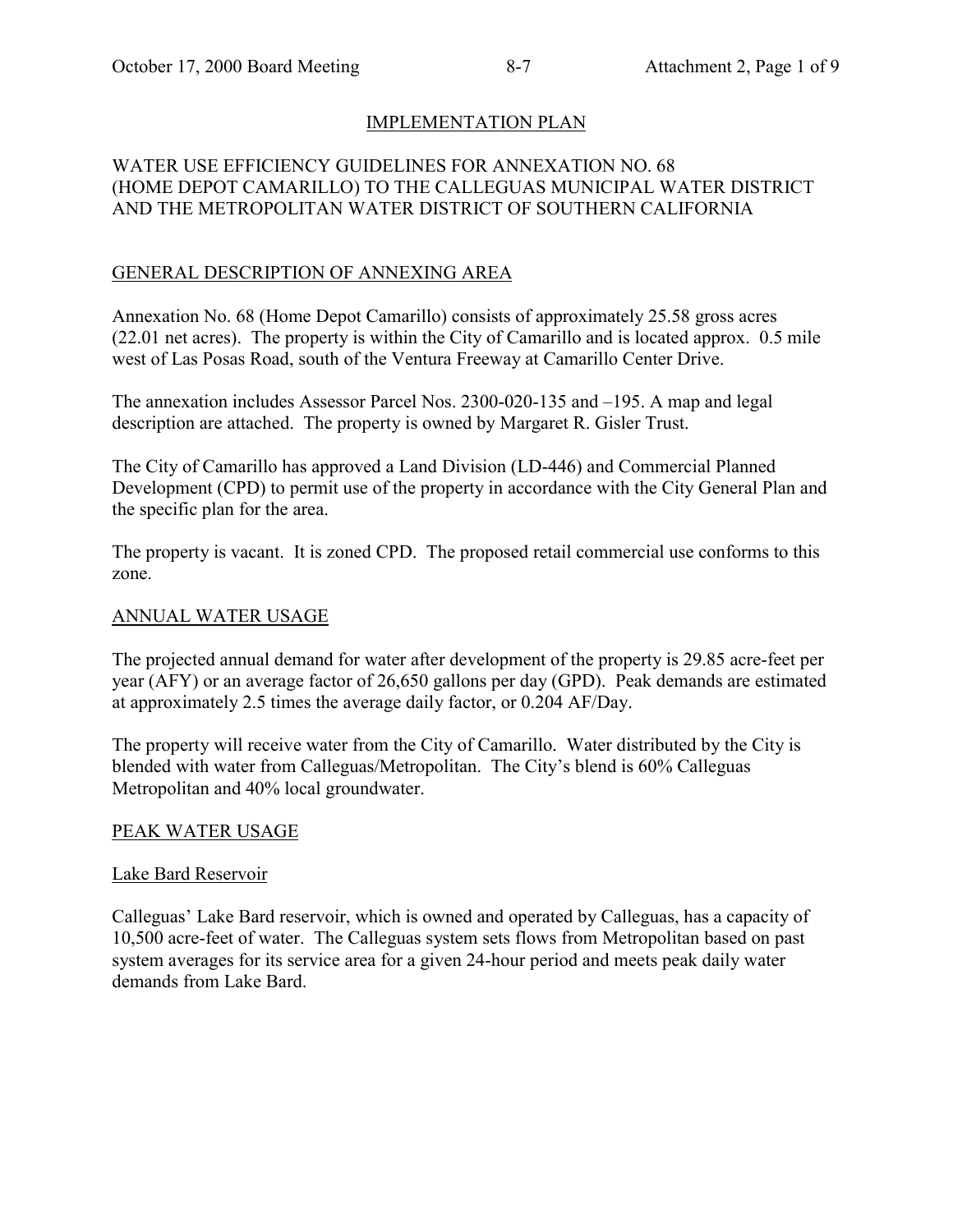## IMPLEMENTATION PLAN

## WATER USE EFFICIENCY GUIDELINES FOR ANNEXATION NO. 68 (HOME DEPOT CAMARILLO) TO THE CALLEGUAS MUNICIPAL WATER DISTRICT AND THE METROPOLITAN WATER DISTRICT OF SOUTHERN CALIFORNIA

### GENERAL DESCRIPTION OF ANNEXING AREA

Annexation No. 68 (Home Depot Camarillo) consists of approximately 25.58 gross acres (22.01 net acres). The property is within the City of Camarillo and is located approx. 0.5 mile west of Las Posas Road, south of the Ventura Freeway at Camarillo Center Drive.

The annexation includes Assessor Parcel Nos. 2300-020-135 and –195. A map and legal description are attached. The property is owned by Margaret R. Gisler Trust.

The City of Camarillo has approved a Land Division (LD-446) and Commercial Planned Development (CPD) to permit use of the property in accordance with the City General Plan and the specific plan for the area.

The property is vacant. It is zoned CPD. The proposed retail commercial use conforms to this zone.

### ANNUAL WATER USAGE

The projected annual demand for water after development of the property is 29.85 acre-feet per year (AFY) or an average factor of 26,650 gallons per day (GPD). Peak demands are estimated at approximately 2.5 times the average daily factor, or 0.204 AF/Day.

The property will receive water from the City of Camarillo. Water distributed by the City is blended with water from Calleguas/Metropolitan. The City's blend is 60% Calleguas Metropolitan and 40% local groundwater.

### PEAK WATER USAGE

#### Lake Bard Reservoir

Calleguas' Lake Bard reservoir, which is owned and operated by Calleguas, has a capacity of 10,500 acre-feet of water. The Calleguas system sets flows from Metropolitan based on past system averages for its service area for a given 24-hour period and meets peak daily water demands from Lake Bard.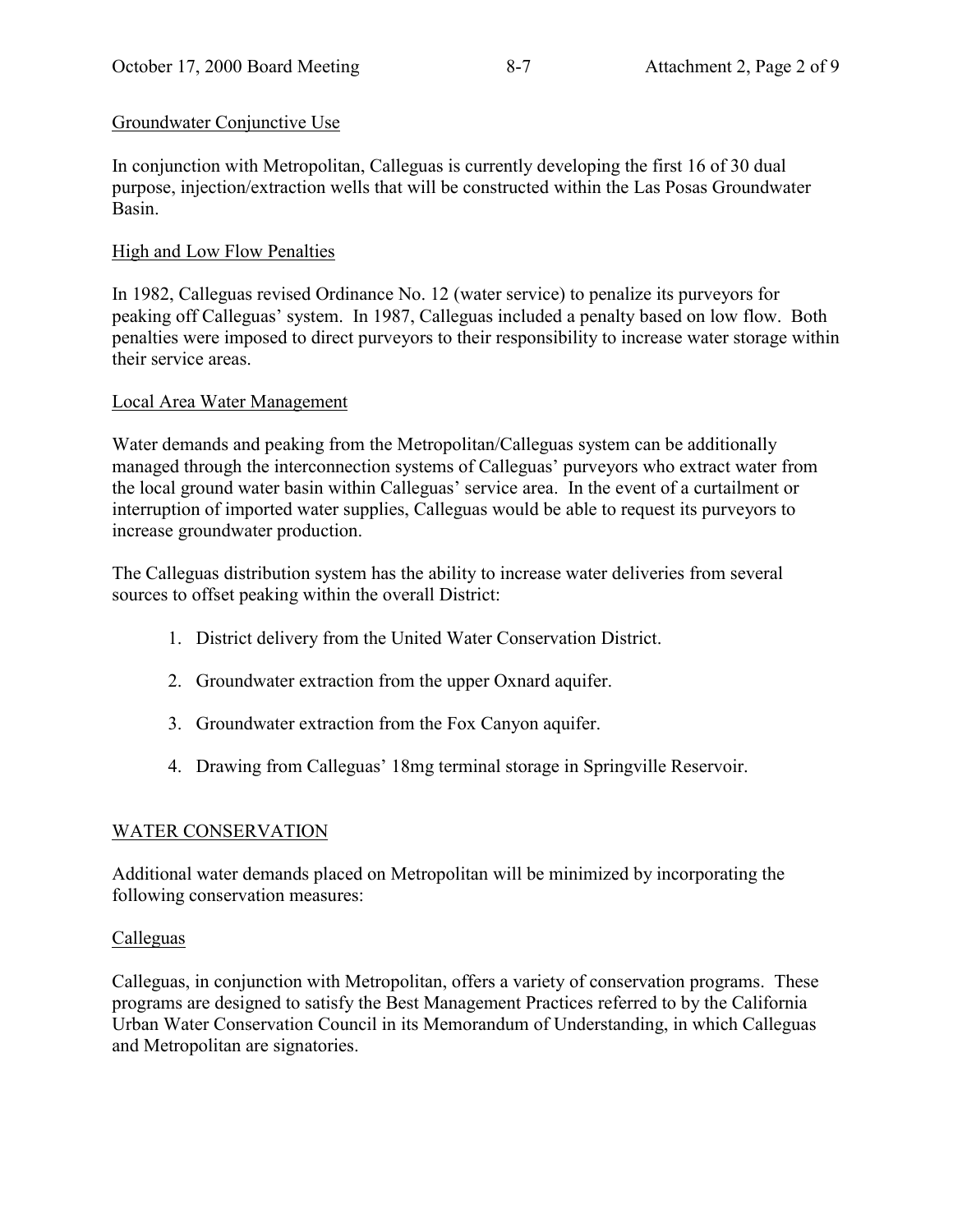Groundwater Conjunctive Use

In conjunction with Metropolitan, Calleguas is currently developing the first 16 of 30 dual purpose, injection/extraction wells that will be constructed within the Las Posas Groundwater Basin.

High and Low Flow Penalties

In 1982, Calleguas revised Ordinance No. 12 (water service) to penalize its purveyors for peaking off Calleguas' system. In 1987, Calleguas included a penalty based on low flow. Both penalties were imposed to direct purveyors to their responsibility to increase water storage within their service areas.

Local Area Water Management

Water demands and peaking from the Metropolitan/Calleguas system can be additionally managed through the interconnection systems of Calleguas' purveyors who extract water from the local ground water basin within Calleguas' service area. In the event of a curtailment or interruption of imported water supplies, Calleguas would be able to request its purveyors to increase groundwater production.

The Calleguas distribution system has the ability to increase water deliveries from several sources to offset peaking within the overall District:

1. District delivery from the United Water Conservation District.
2. Groundwater extraction from the upper Oxnard aquifer.
3. Groundwater extraction from the Fox Canyon aquifer.
4. Drawing from Calleguas' 18mg terminal storage in Springville Reservoir.

WATER CONSERVATION

Additional water demands placed on Metropolitan will be minimized by incorporating the following conservation measures:

Calleguas

Calleguas, in conjunction with Metropolitan, offers a variety of conservation programs. These programs are designed to satisfy the Best Management Practices referred to by the California Urban Water Conservation Council in its Memorandum of Understanding, in which Calleguas and Metropolitan are signatories.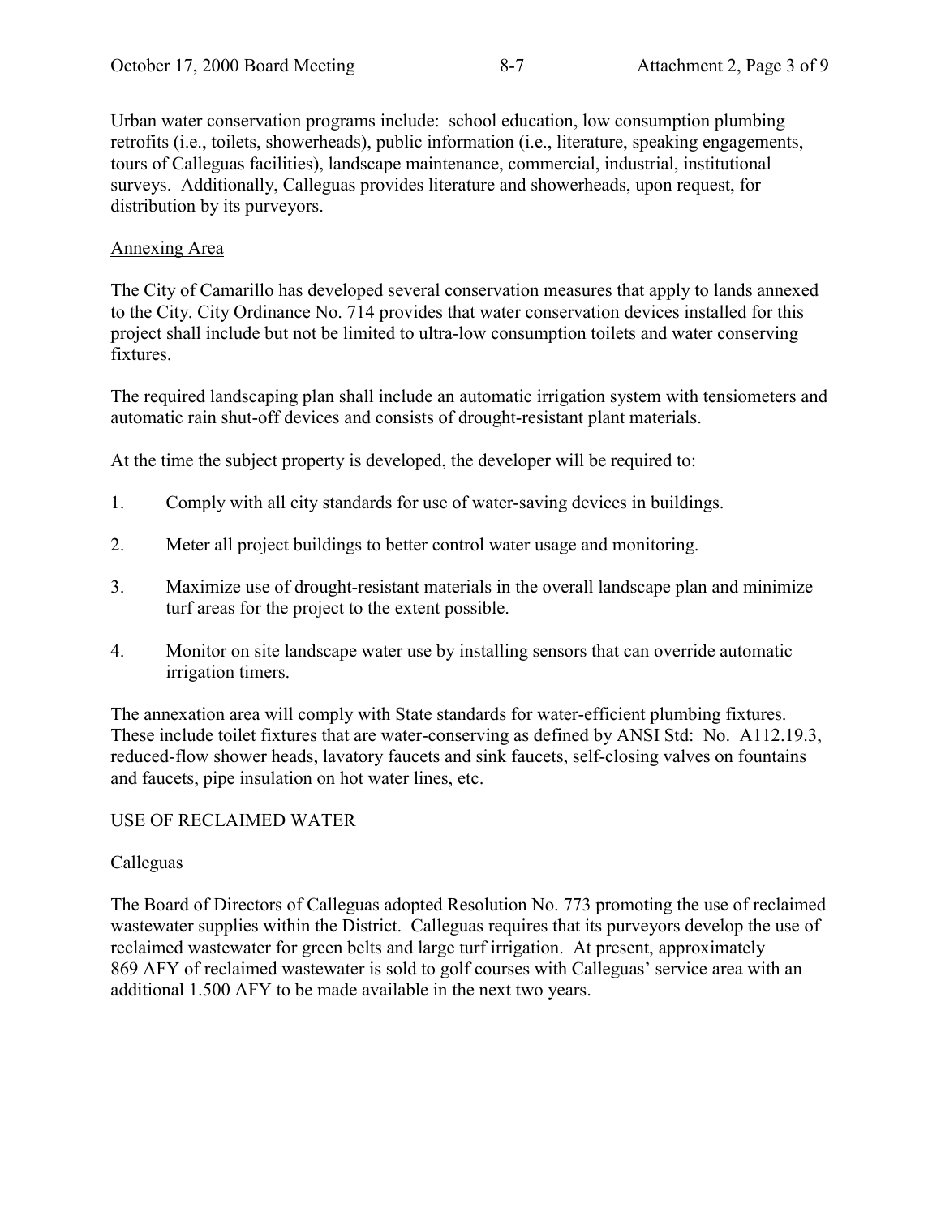Urban water conservation programs include: school education, low consumption plumbing retrofits (i.e., toilets, showerheads), public information (i.e., literature, speaking engagements, tours of Calleguas facilities), landscape maintenance, commercial, industrial, institutional surveys. Additionally, Calleguas provides literature and showerheads, upon request, for distribution by its purveyors.

Annexing Area

The City of Camarillo has developed several conservation measures that apply to lands annexed to the City. City Ordinance No. 714 provides that water conservation devices installed for this project shall include but not be limited to ultra-low consumption toilets and water conserving fixtures.

The required landscaping plan shall include an automatic irrigation system with tensiometers and automatic rain shut-off devices and consists of drought-resistant plant materials.

At the time the subject property is developed, the developer will be required to:

1. Comply with all city standards for use of water-saving devices in buildings.
2. Meter all project buildings to better control water usage and monitoring.
3. Maximize use of drought-resistant materials in the overall landscape plan and minimize turf areas for the project to the extent possible.
4. Monitor on site landscape water use by installing sensors that can override automatic irrigation timers.

The annexation area will comply with State standards for water-efficient plumbing fixtures. These include toilet fixtures that are water-conserving as defined by ANSI Std: No. A112.19.3, reduced-flow shower heads, lavatory faucets and sink faucets, self-closing valves on fountains and faucets, pipe insulation on hot water lines, etc.

USE OF RECLAIMED WATER

Calleguas

The Board of Directors of Calleguas adopted Resolution No. 773 promoting the use of reclaimed wastewater supplies within the District. Calleguas requires that its purveyors develop the use of reclaimed wastewater for green belts and large turf irrigation. At present, approximately 869 AFY of reclaimed wastewater is sold to golf courses with Calleguas' service area with an additional 1.500 AFY to be made available in the next two years.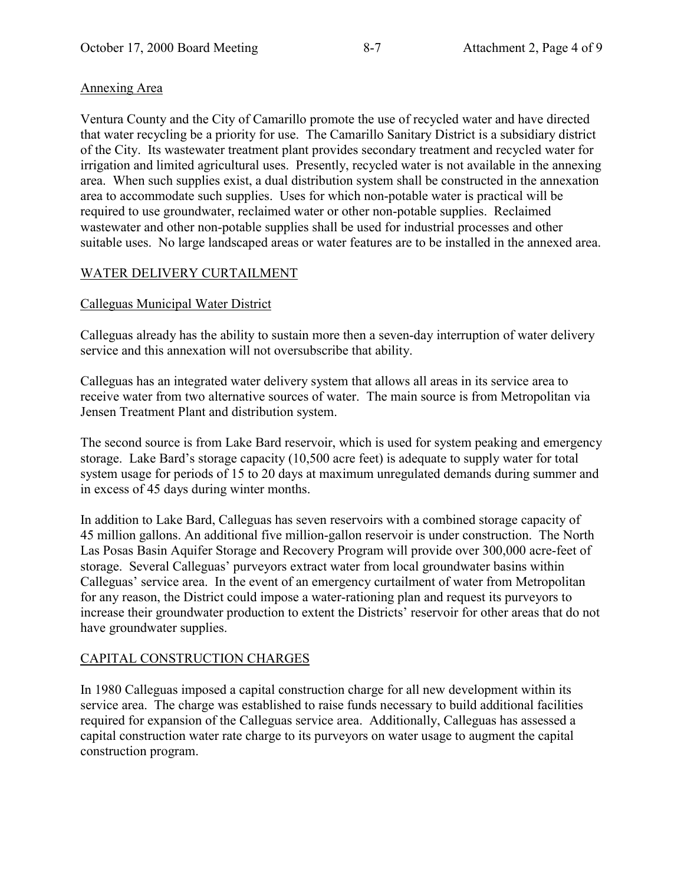Annexing Area

Ventura County and the City of Camarillo promote the use of recycled water and have directed that water recycling be a priority for use. The Camarillo Sanitary District is a subsidiary district of the City. Its wastewater treatment plant provides secondary treatment and recycled water for irrigation and limited agricultural uses. Presently, recycled water is not available in the annexing area. When such supplies exist, a dual distribution system shall be constructed in the annexation area to accommodate such supplies. Uses for which non-potable water is practical will be required to use groundwater, reclaimed water or other non-potable supplies. Reclaimed wastewater and other non-potable supplies shall be used for industrial processes and other suitable uses. No large landscaped areas or water features are to be installed in the annexed area.

## WATER DELIVERY CURTAILMENT

### Calleguas Municipal Water District

Calleguas already has the ability to sustain more then a seven-day interruption of water delivery service and this annexation will not oversubscribe that ability.

Calleguas has an integrated water delivery system that allows all areas in its service area to receive water from two alternative sources of water. The main source is from Metropolitan via Jensen Treatment Plant and distribution system.

The second source is from Lake Bard reservoir, which is used for system peaking and emergency storage. Lake Bard's storage capacity (10,500 acre feet) is adequate to supply water for total system usage for periods of 15 to 20 days at maximum unregulated demands during summer and in excess of 45 days during winter months.

In addition to Lake Bard, Calleguas has seven reservoirs with a combined storage capacity of 45 million gallons. An additional five million-gallon reservoir is under construction. The North Las Posas Basin Aquifer Storage and Recovery Program will provide over 300,000 acre-feet of storage. Several Calleguas' purveyors extract water from local groundwater basins within Calleguas' service area. In the event of an emergency curtailment of water from Metropolitan for any reason, the District could impose a water-rationing plan and request its purveyors to increase their groundwater production to extent the Districts' reservoir for other areas that do not have groundwater supplies.

## CAPITAL CONSTRUCTION CHARGES

In 1980 Calleguas imposed a capital construction charge for all new development within its service area. The charge was established to raise funds necessary to build additional facilities required for expansion of the Calleguas service area. Additionally, Calleguas has assessed a capital construction water rate charge to its purveyors on water usage to augment the capital construction program.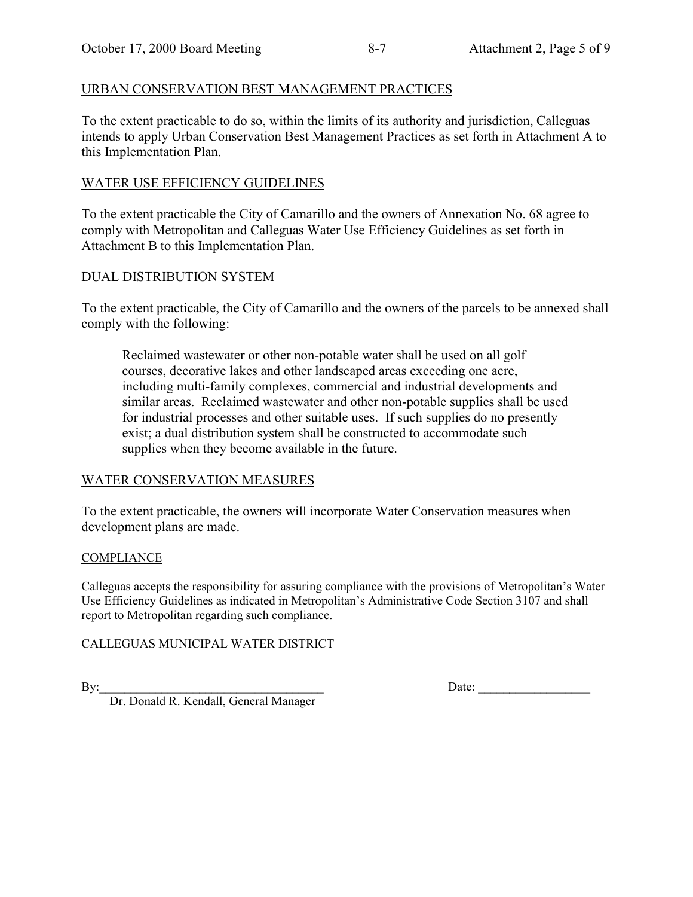URBAN CONSERVATION BEST MANAGEMENT PRACTICES

To the extent practicable to do so, within the limits of its authority and jurisdiction, Calleguas intends to apply Urban Conservation Best Management Practices as set forth in Attachment A to this Implementation Plan.

WATER USE EFFICIENCY GUIDELINES

To the extent practicable the City of Camarillo and the owners of Annexation No. 68 agree to comply with Metropolitan and Calleguas Water Use Efficiency Guidelines as set forth in Attachment B to this Implementation Plan.

DUAL DISTRIBUTION SYSTEM

To the extent practicable, the City of Camarillo and the owners of the parcels to be annexed shall comply with the following:

> Reclaimed wastewater or other non-potable water shall be used on all golf courses, decorative lakes and other landscaped areas exceeding one acre, including multi-family complexes, commercial and industrial developments and similar areas. Reclaimed wastewater and other non-potable supplies shall be used for industrial processes and other suitable uses. If such supplies do no presently exist; a dual distribution system shall be constructed to accommodate such supplies when they become available in the future.

WATER CONSERVATION MEASURES

To the extent practicable, the owners will incorporate Water Conservation measures when development plans are made.

COMPLIANCE

Calleguas accepts the responsibility for assuring compliance with the provisions of Metropolitan's Water Use Efficiency Guidelines as indicated in Metropolitan's Administrative Code Section 3107 and shall report to Metropolitan regarding such compliance.

CALLEGUAS MUNICIPAL WATER DISTRICT

By:\_\_\_\_\_\_\_\_\_\_\_\_\_\_\_\_\_\_\_\_\_\_\_\_\_\_\_\_\_\_\_\_\_\_\_\_ Date: \_\_\_\_\_\_\_\_\_\_\_\_\_\_\_\_\_\_\_\_

Dr. Donald R. Kendall, General Manager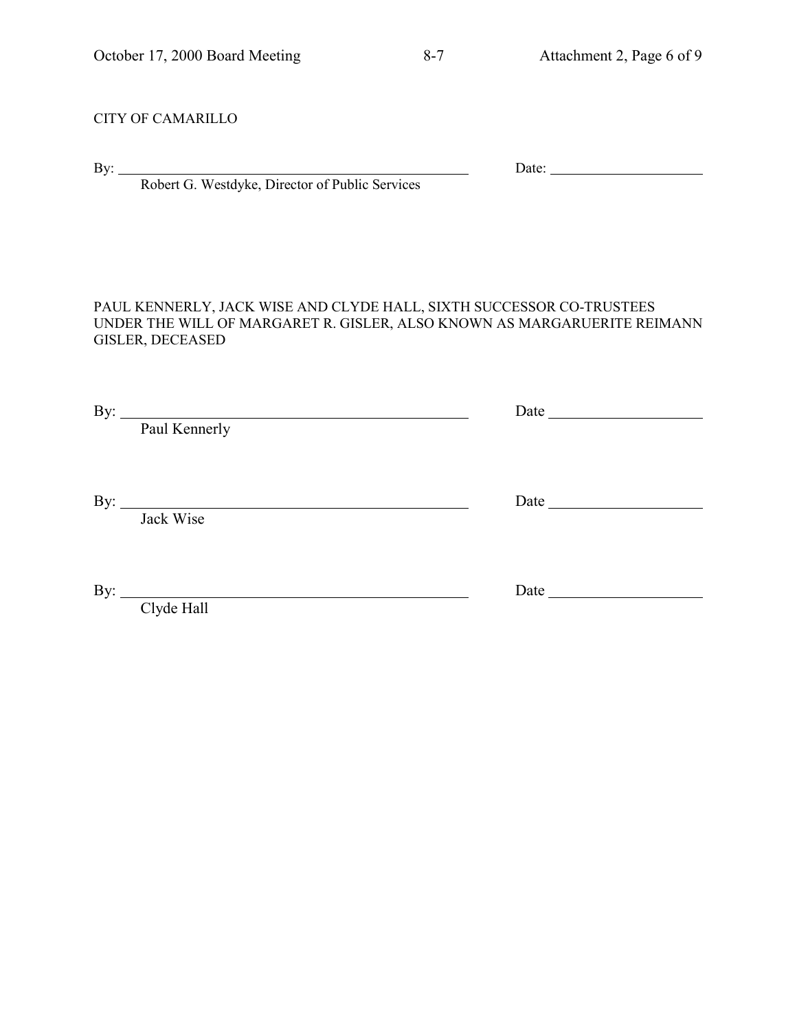CITY OF CAMARILLO

By: \_\_\_\_\_\_\_\_\_\_\_\_\_\_\_\_\_\_\_\_\_\_\_\_\_\_\_\_\_\_\_\_\_\_\_\_\_\_\_\_ Date: \_\_\_\_\_\_\_\_\_\_\_\_\_\_\_\_\_\_\_\_
Robert G. Westdyke, Director of Public Services

PAUL KENNERLY, JACK WISE AND CLYDE HALL, SIXTH SUCCESSOR CO-TRUSTEES UNDER THE WILL OF MARGARET R. GISLER, ALSO KNOWN AS MARGARUERITE REIMANN GISLER, DECEASED

By: \_\_\_\_\_\_\_\_\_\_\_\_\_\_\_\_\_\_\_\_\_\_\_\_\_\_\_\_\_\_\_\_\_\_\_\_\_\_\_\_ Date \_\_\_\_\_\_\_\_\_\_\_\_\_\_\_\_\_\_\_\_
Paul Kennerly

By: \_\_\_\_\_\_\_\_\_\_\_\_\_\_\_\_\_\_\_\_\_\_\_\_\_\_\_\_\_\_\_\_\_\_\_\_\_\_\_\_ Date \_\_\_\_\_\_\_\_\_\_\_\_\_\_\_\_\_\_\_\_
Jack Wise

By: \_\_\_\_\_\_\_\_\_\_\_\_\_\_\_\_\_\_\_\_\_\_\_\_\_\_\_\_\_\_\_\_\_\_\_\_\_\_\_\_ Date \_\_\_\_\_\_\_\_\_\_\_\_\_\_\_\_\_\_\_\_
Clyde Hall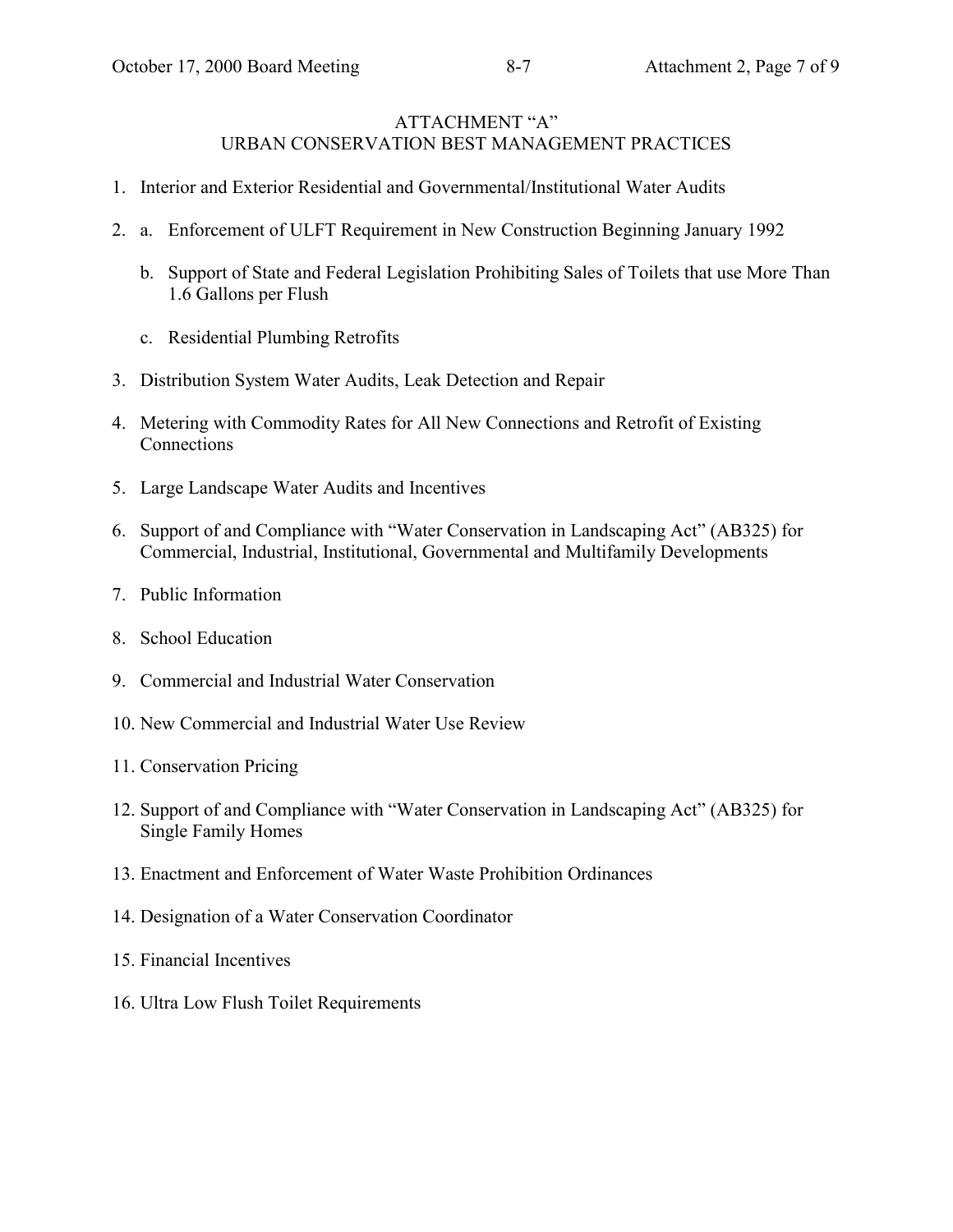# ATTACHMENT "A"
## URBAN CONSERVATION BEST MANAGEMENT PRACTICES

1. Interior and Exterior Residential and Governmental/Institutional Water Audits
2. a. Enforcement of ULFT Requirement in New Construction Beginning January 1992

   b. Support of State and Federal Legislation Prohibiting Sales of Toilets that use More Than 1.6 Gallons per Flush

   c. Residential Plumbing Retrofits
3. Distribution System Water Audits, Leak Detection and Repair
4. Metering with Commodity Rates for All New Connections and Retrofit of Existing Connections
5. Large Landscape Water Audits and Incentives
6. Support of and Compliance with "Water Conservation in Landscaping Act" (AB325) for Commercial, Industrial, Institutional, Governmental and Multifamily Developments
7. Public Information
8. School Education
9. Commercial and Industrial Water Conservation
10. New Commercial and Industrial Water Use Review
11. Conservation Pricing
12. Support of and Compliance with "Water Conservation in Landscaping Act" (AB325) for Single Family Homes
13. Enactment and Enforcement of Water Waste Prohibition Ordinances
14. Designation of a Water Conservation Coordinator
15. Financial Incentives
16. Ultra Low Flush Toilet Requirements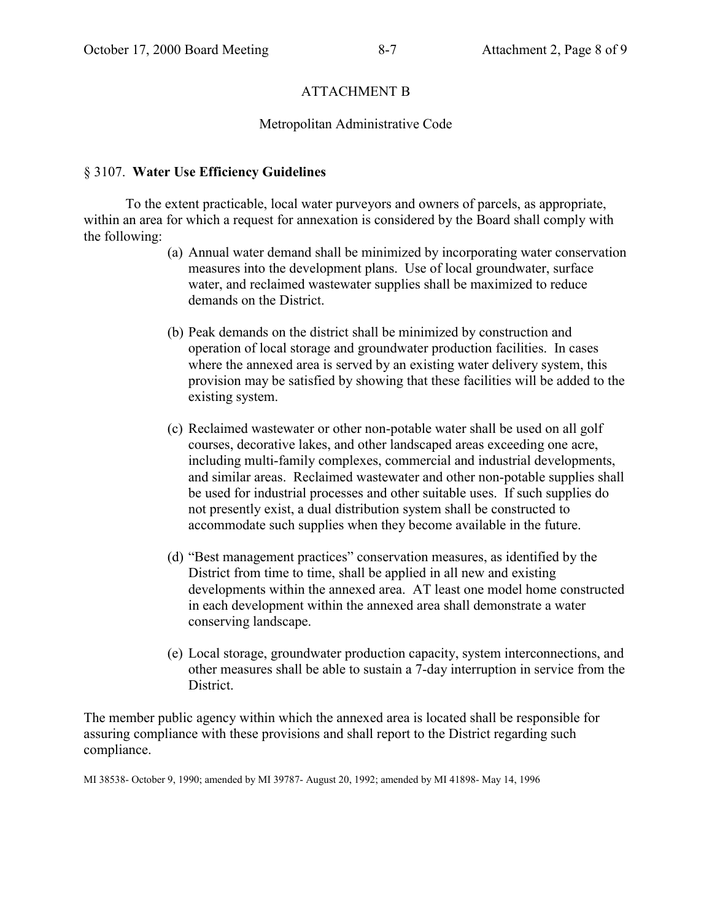ATTACHMENT B

Metropolitan Administrative Code

## § 3107. **Water Use Efficiency Guidelines**

To the extent practicable, local water purveyors and owners of parcels, as appropriate, within an area for which a request for annexation is considered by the Board shall comply with the following:

(a) Annual water demand shall be minimized by incorporating water conservation measures into the development plans. Use of local groundwater, surface water, and reclaimed wastewater supplies shall be maximized to reduce demands on the District.

(b) Peak demands on the district shall be minimized by construction and operation of local storage and groundwater production facilities. In cases where the annexed area is served by an existing water delivery system, this provision may be satisfied by showing that these facilities will be added to the existing system.

(c) Reclaimed wastewater or other non-potable water shall be used on all golf courses, decorative lakes, and other landscaped areas exceeding one acre, including multi-family complexes, commercial and industrial developments, and similar areas. Reclaimed wastewater and other non-potable supplies shall be used for industrial processes and other suitable uses. If such supplies do not presently exist, a dual distribution system shall be constructed to accommodate such supplies when they become available in the future.

(d) "Best management practices" conservation measures, as identified by the District from time to time, shall be applied in all new and existing developments within the annexed area. AT least one model home constructed in each development within the annexed area shall demonstrate a water conserving landscape.

(e) Local storage, groundwater production capacity, system interconnections, and other measures shall be able to sustain a 7-day interruption in service from the District.

The member public agency within which the annexed area is located shall be responsible for assuring compliance with these provisions and shall report to the District regarding such compliance.

MI 38538- October 9, 1990; amended by MI 39787- August 20, 1992; amended by MI 41898- May 14, 1996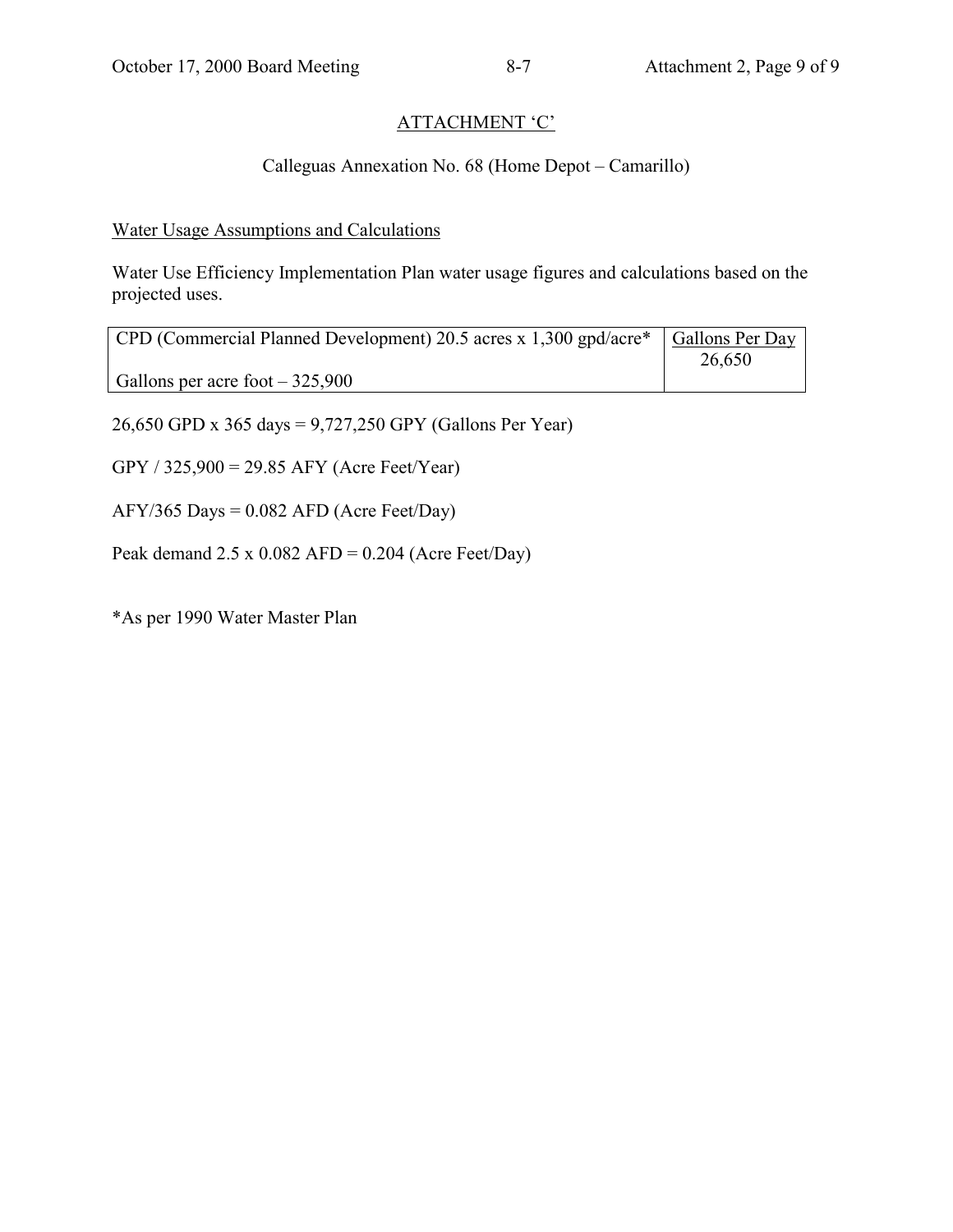## ATTACHMENT 'C'

Calleguas Annexation No. 68 (Home Depot – Camarillo)

Water Usage Assumptions and Calculations

Water Use Efficiency Implementation Plan water usage figures and calculations based on the projected uses.

| | |
|---|---|
| CPD (Commercial Planned Development) 20.5 acres x 1,300 gpd/acre*<br><br>Gallons per acre foot – 325,900 | Gallons Per Day<br>26,650 |

26,650 GPD x 365 days = 9,727,250 GPY (Gallons Per Year)

GPY / 325,900 = 29.85 AFY (Acre Feet/Year)

AFY/365 Days = 0.082 AFD (Acre Feet/Day)

Peak demand 2.5 x 0.082 AFD = 0.204 (Acre Feet/Day)

*As per 1990 Water Master Plan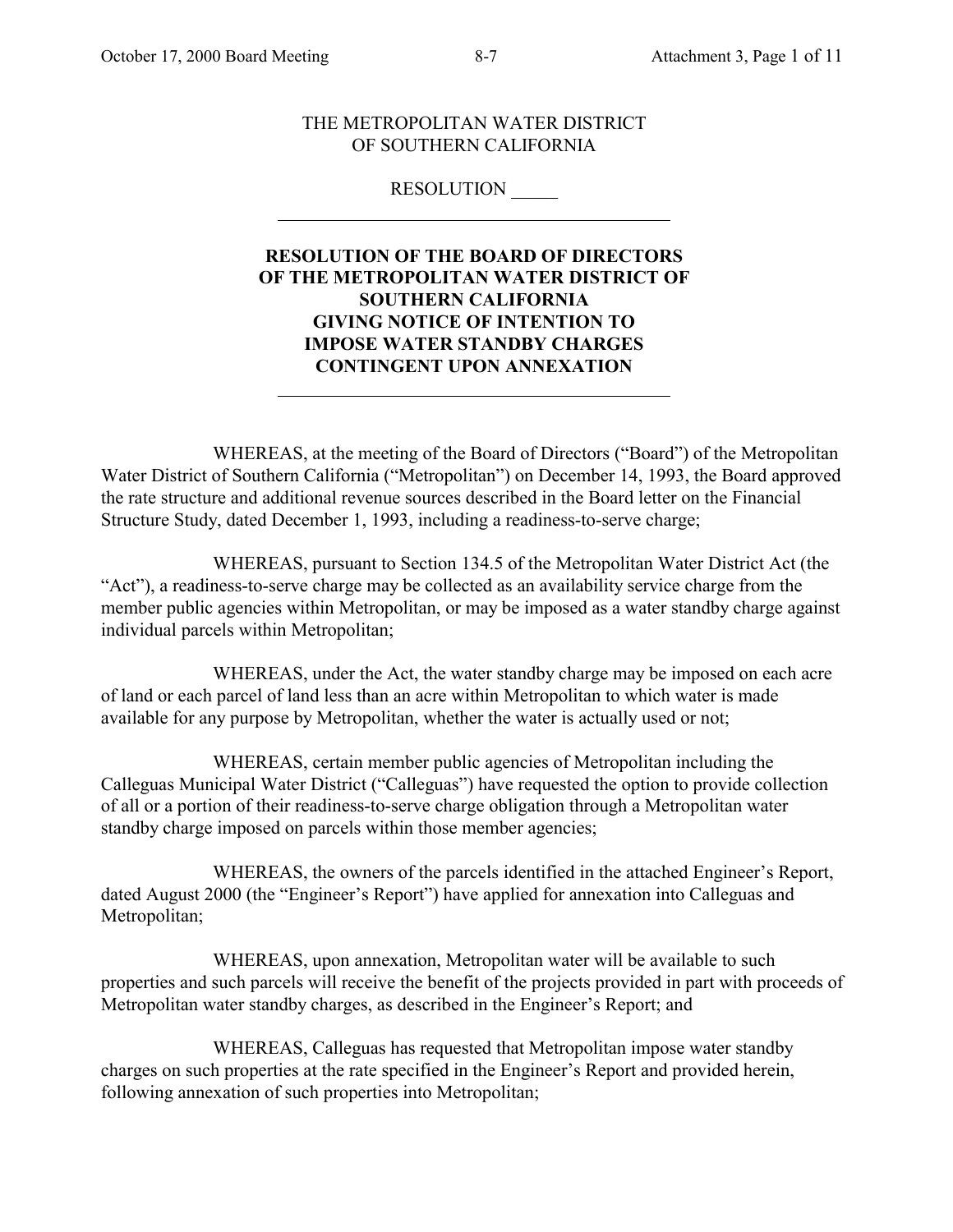THE METROPOLITAN WATER DISTRICT
OF SOUTHERN CALIFORNIA

RESOLUTION _____

---

**RESOLUTION OF THE BOARD OF DIRECTORS
OF THE METROPOLITAN WATER DISTRICT OF
SOUTHERN CALIFORNIA
GIVING NOTICE OF INTENTION TO
IMPOSE WATER STANDBY CHARGES
CONTINGENT UPON ANNEXATION**

---

WHEREAS, at the meeting of the Board of Directors ("Board") of the Metropolitan Water District of Southern California ("Metropolitan") on December 14, 1993, the Board approved the rate structure and additional revenue sources described in the Board letter on the Financial Structure Study, dated December 1, 1993, including a readiness-to-serve charge;

WHEREAS, pursuant to Section 134.5 of the Metropolitan Water District Act (the "Act"), a readiness-to-serve charge may be collected as an availability service charge from the member public agencies within Metropolitan, or may be imposed as a water standby charge against individual parcels within Metropolitan;

WHEREAS, under the Act, the water standby charge may be imposed on each acre of land or each parcel of land less than an acre within Metropolitan to which water is made available for any purpose by Metropolitan, whether the water is actually used or not;

WHEREAS, certain member public agencies of Metropolitan including the Calleguas Municipal Water District ("Calleguas") have requested the option to provide collection of all or a portion of their readiness-to-serve charge obligation through a Metropolitan water standby charge imposed on parcels within those member agencies;

WHEREAS, the owners of the parcels identified in the attached Engineer's Report, dated August 2000 (the "Engineer's Report") have applied for annexation into Calleguas and Metropolitan;

WHEREAS, upon annexation, Metropolitan water will be available to such properties and such parcels will receive the benefit of the projects provided in part with proceeds of Metropolitan water standby charges, as described in the Engineer's Report; and

WHEREAS, Calleguas has requested that Metropolitan impose water standby charges on such properties at the rate specified in the Engineer's Report and provided herein, following annexation of such properties into Metropolitan;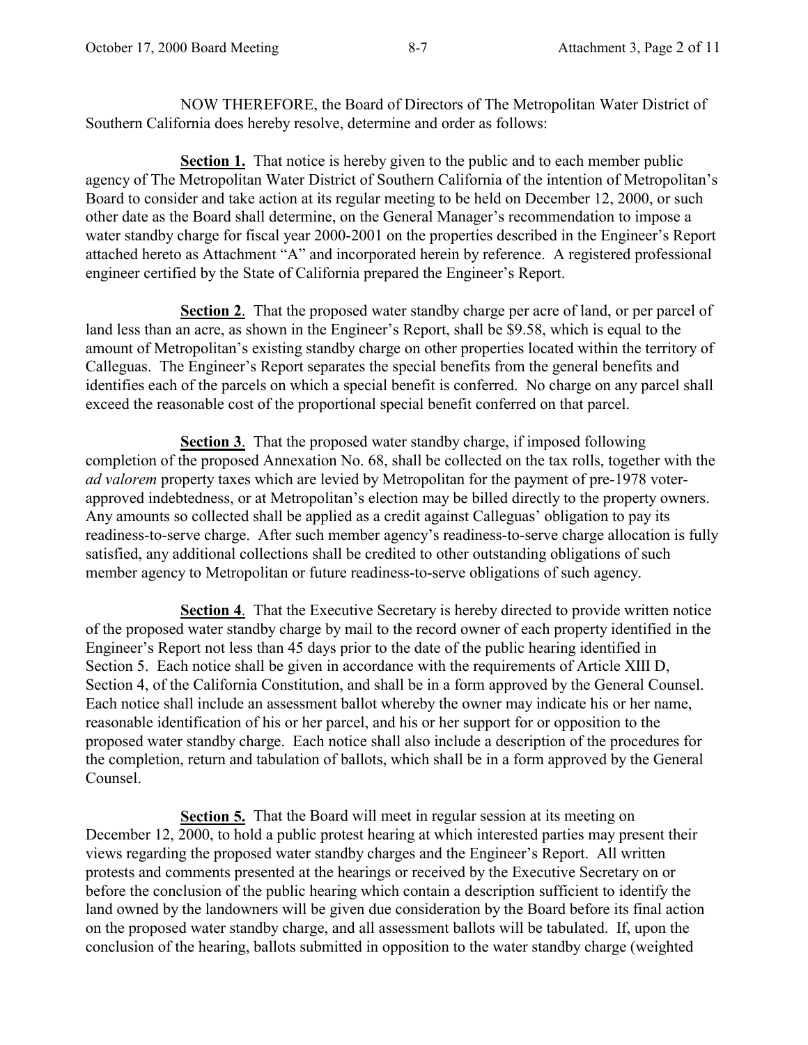NOW THEREFORE, the Board of Directors of The Metropolitan Water District of Southern California does hereby resolve, determine and order as follows:

**Section 1.** That notice is hereby given to the public and to each member public agency of The Metropolitan Water District of Southern California of the intention of Metropolitan's Board to consider and take action at its regular meeting to be held on December 12, 2000, or such other date as the Board shall determine, on the General Manager's recommendation to impose a water standby charge for fiscal year 2000-2001 on the properties described in the Engineer's Report attached hereto as Attachment "A" and incorporated herein by reference. A registered professional engineer certified by the State of California prepared the Engineer's Report.

**Section 2**. That the proposed water standby charge per acre of land, or per parcel of land less than an acre, as shown in the Engineer's Report, shall be $9.58, which is equal to the amount of Metropolitan's existing standby charge on other properties located within the territory of Calleguas. The Engineer's Report separates the special benefits from the general benefits and identifies each of the parcels on which a special benefit is conferred. No charge on any parcel shall exceed the reasonable cost of the proportional special benefit conferred on that parcel.

**Section 3**. That the proposed water standby charge, if imposed following completion of the proposed Annexation No. 68, shall be collected on the tax rolls, together with the *ad valorem* property taxes which are levied by Metropolitan for the payment of pre-1978 voter-approved indebtedness, or at Metropolitan's election may be billed directly to the property owners. Any amounts so collected shall be applied as a credit against Calleguas' obligation to pay its readiness-to-serve charge. After such member agency's readiness-to-serve charge allocation is fully satisfied, any additional collections shall be credited to other outstanding obligations of such member agency to Metropolitan or future readiness-to-serve obligations of such agency.

**Section 4**. That the Executive Secretary is hereby directed to provide written notice of the proposed water standby charge by mail to the record owner of each property identified in the Engineer's Report not less than 45 days prior to the date of the public hearing identified in Section 5. Each notice shall be given in accordance with the requirements of Article XIII D, Section 4, of the California Constitution, and shall be in a form approved by the General Counsel. Each notice shall include an assessment ballot whereby the owner may indicate his or her name, reasonable identification of his or her parcel, and his or her support for or opposition to the proposed water standby charge. Each notice shall also include a description of the procedures for the completion, return and tabulation of ballots, which shall be in a form approved by the General Counsel.

**Section 5.** That the Board will meet in regular session at its meeting on December 12, 2000, to hold a public protest hearing at which interested parties may present their views regarding the proposed water standby charges and the Engineer's Report. All written protests and comments presented at the hearings or received by the Executive Secretary on or before the conclusion of the public hearing which contain a description sufficient to identify the land owned by the landowners will be given due consideration by the Board before its final action on the proposed water standby charge, and all assessment ballots will be tabulated. If, upon the conclusion of the hearing, ballots submitted in opposition to the water standby charge (weighted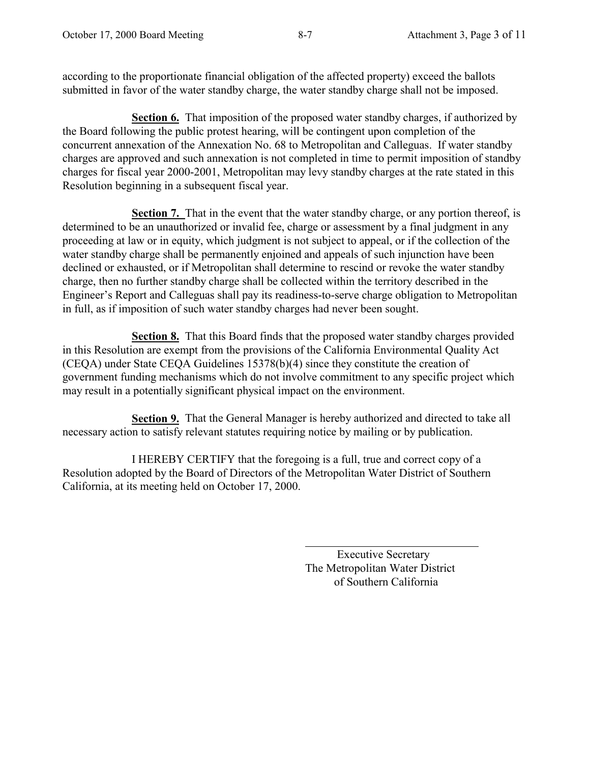according to the proportionate financial obligation of the affected property) exceed the ballots submitted in favor of the water standby charge, the water standby charge shall not be imposed.

**Section 6.** That imposition of the proposed water standby charges, if authorized by the Board following the public protest hearing, will be contingent upon completion of the concurrent annexation of the Annexation No. 68 to Metropolitan and Calleguas. If water standby charges are approved and such annexation is not completed in time to permit imposition of standby charges for fiscal year 2000-2001, Metropolitan may levy standby charges at the rate stated in this Resolution beginning in a subsequent fiscal year.

**Section 7.** That in the event that the water standby charge, or any portion thereof, is determined to be an unauthorized or invalid fee, charge or assessment by a final judgment in any proceeding at law or in equity, which judgment is not subject to appeal, or if the collection of the water standby charge shall be permanently enjoined and appeals of such injunction have been declined or exhausted, or if Metropolitan shall determine to rescind or revoke the water standby charge, then no further standby charge shall be collected within the territory described in the Engineer's Report and Calleguas shall pay its readiness-to-serve charge obligation to Metropolitan in full, as if imposition of such water standby charges had never been sought.

**Section 8.** That this Board finds that the proposed water standby charges provided in this Resolution are exempt from the provisions of the California Environmental Quality Act (CEQA) under State CEQA Guidelines 15378(b)(4) since they constitute the creation of government funding mechanisms which do not involve commitment to any specific project which may result in a potentially significant physical impact on the environment.

**Section 9.** That the General Manager is hereby authorized and directed to take all necessary action to satisfy relevant statutes requiring notice by mailing or by publication.

I HEREBY CERTIFY that the foregoing is a full, true and correct copy of a Resolution adopted by the Board of Directors of the Metropolitan Water District of Southern California, at its meeting held on October 17, 2000.

\_\_\_\_\_\_\_\_\_\_\_\_\_\_\_\_\_\_\_\_\_\_\_\_\_\_\_\_\_\_

Executive Secretary
The Metropolitan Water District
of Southern California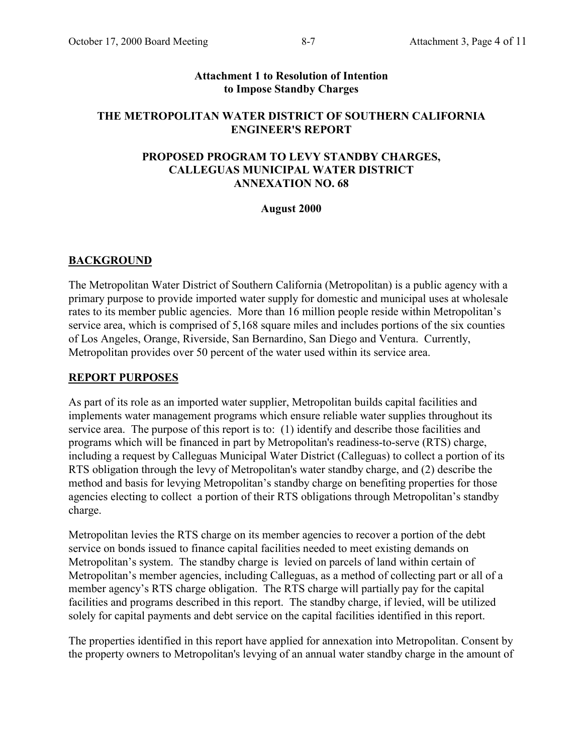**Attachment 1 to Resolution of Intention to Impose Standby Charges**

# THE METROPOLITAN WATER DISTRICT OF SOUTHERN CALIFORNIA ENGINEER'S REPORT

## PROPOSED PROGRAM TO LEVY STANDBY CHARGES, CALLEGUAS MUNICIPAL WATER DISTRICT ANNEXATION NO. 68

**August 2000**

## BACKGROUND

The Metropolitan Water District of Southern California (Metropolitan) is a public agency with a primary purpose to provide imported water supply for domestic and municipal uses at wholesale rates to its member public agencies. More than 16 million people reside within Metropolitan's service area, which is comprised of 5,168 square miles and includes portions of the six counties of Los Angeles, Orange, Riverside, San Bernardino, San Diego and Ventura. Currently, Metropolitan provides over 50 percent of the water used within its service area.

## REPORT PURPOSES

As part of its role as an imported water supplier, Metropolitan builds capital facilities and implements water management programs which ensure reliable water supplies throughout its service area. The purpose of this report is to: (1) identify and describe those facilities and programs which will be financed in part by Metropolitan's readiness-to-serve (RTS) charge, including a request by Calleguas Municipal Water District (Calleguas) to collect a portion of its RTS obligation through the levy of Metropolitan's water standby charge, and (2) describe the method and basis for levying Metropolitan's standby charge on benefiting properties for those agencies electing to collect a portion of their RTS obligations through Metropolitan's standby charge.

Metropolitan levies the RTS charge on its member agencies to recover a portion of the debt service on bonds issued to finance capital facilities needed to meet existing demands on Metropolitan's system. The standby charge is levied on parcels of land within certain of Metropolitan's member agencies, including Calleguas, as a method of collecting part or all of a member agency's RTS charge obligation. The RTS charge will partially pay for the capital facilities and programs described in this report. The standby charge, if levied, will be utilized solely for capital payments and debt service on the capital facilities identified in this report.

The properties identified in this report have applied for annexation into Metropolitan. Consent by the property owners to Metropolitan's levying of an annual water standby charge in the amount of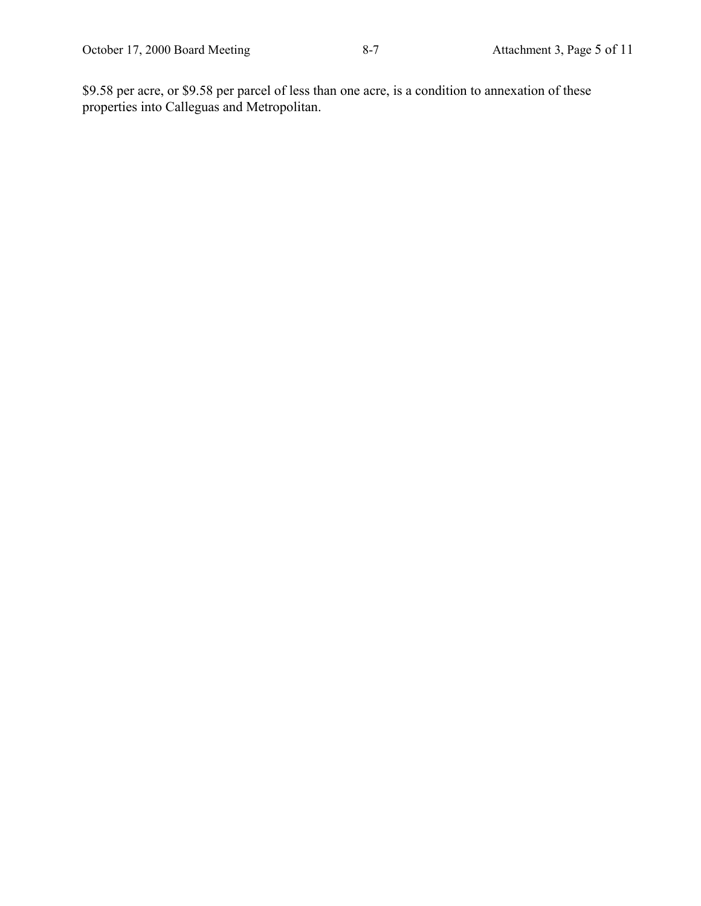$9.58 per acre, or $9.58 per parcel of less than one acre, is a condition to annexation of these properties into Calleguas and Metropolitan.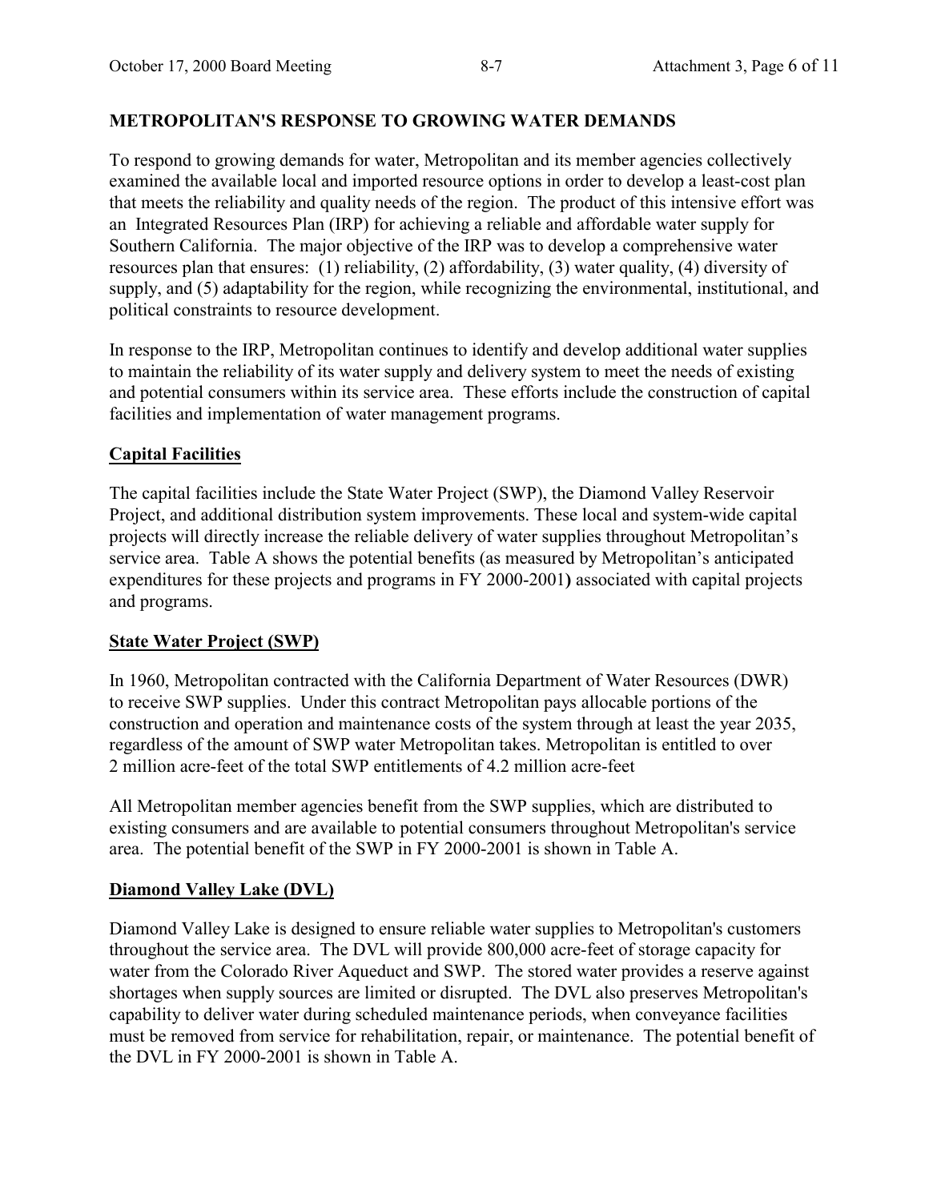## METROPOLITAN'S RESPONSE TO GROWING WATER DEMANDS

To respond to growing demands for water, Metropolitan and its member agencies collectively examined the available local and imported resource options in order to develop a least-cost plan that meets the reliability and quality needs of the region. The product of this intensive effort was an Integrated Resources Plan (IRP) for achieving a reliable and affordable water supply for Southern California. The major objective of the IRP was to develop a comprehensive water resources plan that ensures: (1) reliability, (2) affordability, (3) water quality, (4) diversity of supply, and (5) adaptability for the region, while recognizing the environmental, institutional, and political constraints to resource development.

In response to the IRP, Metropolitan continues to identify and develop additional water supplies to maintain the reliability of its water supply and delivery system to meet the needs of existing and potential consumers within its service area. These efforts include the construction of capital facilities and implementation of water management programs.

### Capital Facilities

The capital facilities include the State Water Project (SWP), the Diamond Valley Reservoir Project, and additional distribution system improvements. These local and system-wide capital projects will directly increase the reliable delivery of water supplies throughout Metropolitan's service area. Table A shows the potential benefits (as measured by Metropolitan's anticipated expenditures for these projects and programs in FY 2000-2001**)** associated with capital projects and programs.

### State Water Project (SWP)

In 1960, Metropolitan contracted with the California Department of Water Resources (DWR) to receive SWP supplies. Under this contract Metropolitan pays allocable portions of the construction and operation and maintenance costs of the system through at least the year 2035, regardless of the amount of SWP water Metropolitan takes. Metropolitan is entitled to over 2 million acre-feet of the total SWP entitlements of 4.2 million acre-feet

All Metropolitan member agencies benefit from the SWP supplies, which are distributed to existing consumers and are available to potential consumers throughout Metropolitan's service area. The potential benefit of the SWP in FY 2000-2001 is shown in Table A.

### Diamond Valley Lake (DVL)

Diamond Valley Lake is designed to ensure reliable water supplies to Metropolitan's customers throughout the service area. The DVL will provide 800,000 acre-feet of storage capacity for water from the Colorado River Aqueduct and SWP. The stored water provides a reserve against shortages when supply sources are limited or disrupted. The DVL also preserves Metropolitan's capability to deliver water during scheduled maintenance periods, when conveyance facilities must be removed from service for rehabilitation, repair, or maintenance. The potential benefit of the DVL in FY 2000-2001 is shown in Table A.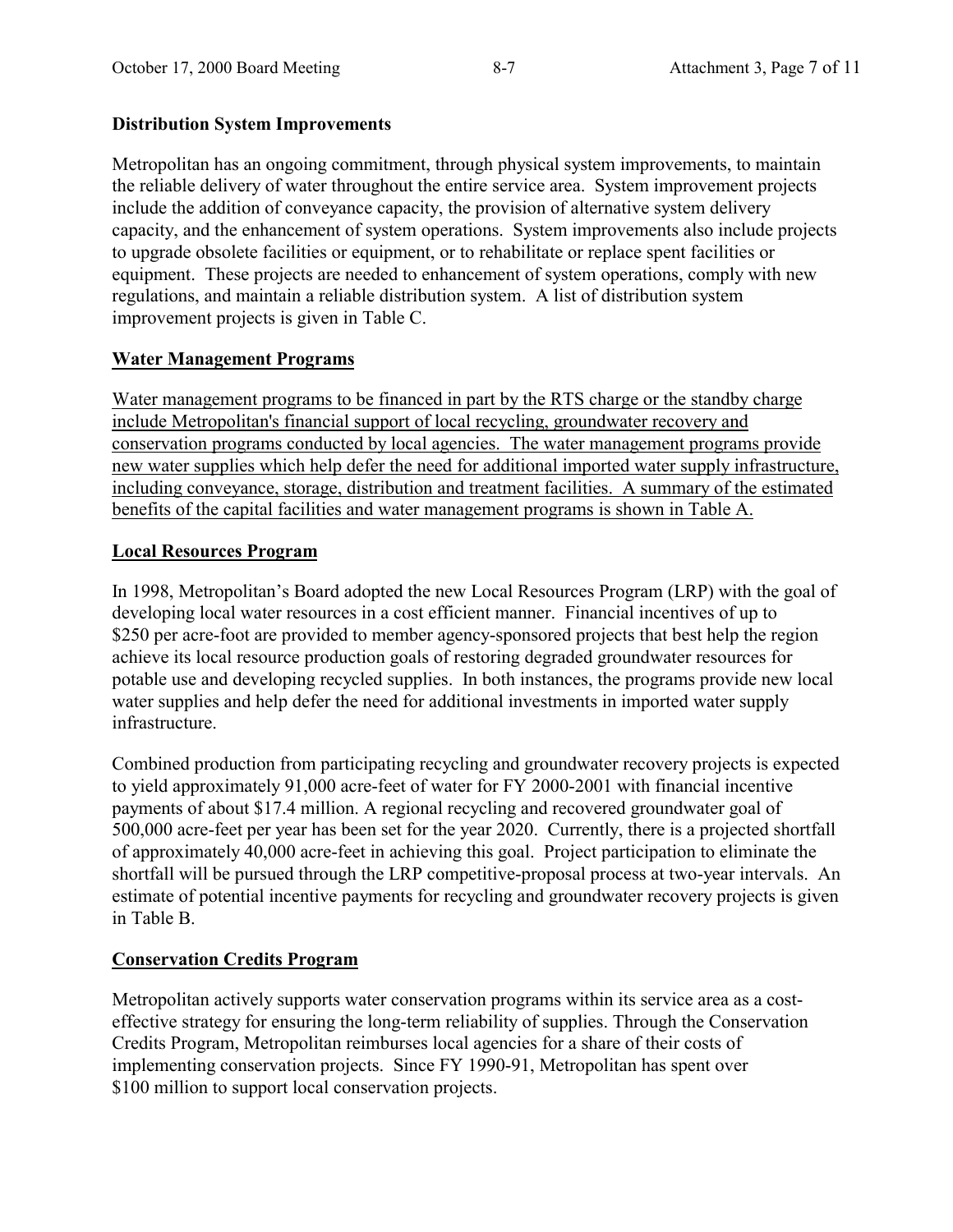**Distribution System Improvements**

Metropolitan has an ongoing commitment, through physical system improvements, to maintain the reliable delivery of water throughout the entire service area. System improvement projects include the addition of conveyance capacity, the provision of alternative system delivery capacity, and the enhancement of system operations. System improvements also include projects to upgrade obsolete facilities or equipment, or to rehabilitate or replace spent facilities or equipment. These projects are needed to enhancement of system operations, comply with new regulations, and maintain a reliable distribution system. A list of distribution system improvement projects is given in Table C.

**Water Management Programs**

Water management programs to be financed in part by the RTS charge or the standby charge include Metropolitan's financial support of local recycling, groundwater recovery and conservation programs conducted by local agencies. The water management programs provide new water supplies which help defer the need for additional imported water supply infrastructure, including conveyance, storage, distribution and treatment facilities. A summary of the estimated benefits of the capital facilities and water management programs is shown in Table A.

**Local Resources Program**

In 1998, Metropolitan's Board adopted the new Local Resources Program (LRP) with the goal of developing local water resources in a cost efficient manner. Financial incentives of up to $250 per acre-foot are provided to member agency-sponsored projects that best help the region achieve its local resource production goals of restoring degraded groundwater resources for potable use and developing recycled supplies. In both instances, the programs provide new local water supplies and help defer the need for additional investments in imported water supply infrastructure.

Combined production from participating recycling and groundwater recovery projects is expected to yield approximately 91,000 acre-feet of water for FY 2000-2001 with financial incentive payments of about $17.4 million. A regional recycling and recovered groundwater goal of 500,000 acre-feet per year has been set for the year 2020. Currently, there is a projected shortfall of approximately 40,000 acre-feet in achieving this goal. Project participation to eliminate the shortfall will be pursued through the LRP competitive-proposal process at two-year intervals. An estimate of potential incentive payments for recycling and groundwater recovery projects is given in Table B.

**Conservation Credits Program**

Metropolitan actively supports water conservation programs within its service area as a cost-effective strategy for ensuring the long-term reliability of supplies. Through the Conservation Credits Program, Metropolitan reimburses local agencies for a share of their costs of implementing conservation projects. Since FY 1990-91, Metropolitan has spent over $100 million to support local conservation projects.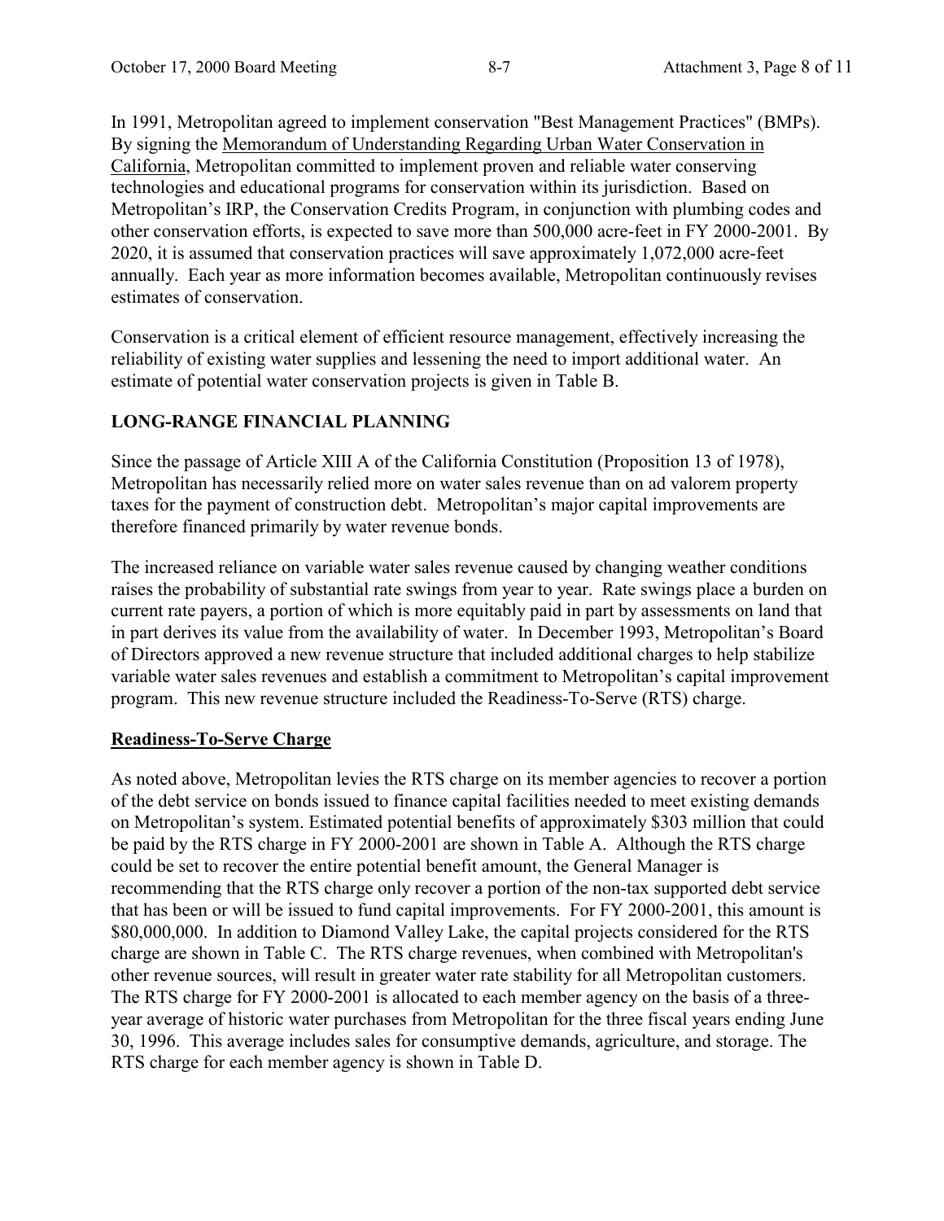In 1991, Metropolitan agreed to implement conservation "Best Management Practices" (BMPs). By signing the Memorandum of Understanding Regarding Urban Water Conservation in California, Metropolitan committed to implement proven and reliable water conserving technologies and educational programs for conservation within its jurisdiction. Based on Metropolitan's IRP, the Conservation Credits Program, in conjunction with plumbing codes and other conservation efforts, is expected to save more than 500,000 acre-feet in FY 2000-2001. By 2020, it is assumed that conservation practices will save approximately 1,072,000 acre-feet annually. Each year as more information becomes available, Metropolitan continuously revises estimates of conservation.

Conservation is a critical element of efficient resource management, effectively increasing the reliability of existing water supplies and lessening the need to import additional water. An estimate of potential water conservation projects is given in Table B.

## LONG-RANGE FINANCIAL PLANNING

Since the passage of Article XIII A of the California Constitution (Proposition 13 of 1978), Metropolitan has necessarily relied more on water sales revenue than on ad valorem property taxes for the payment of construction debt. Metropolitan's major capital improvements are therefore financed primarily by water revenue bonds.

The increased reliance on variable water sales revenue caused by changing weather conditions raises the probability of substantial rate swings from year to year. Rate swings place a burden on current rate payers, a portion of which is more equitably paid in part by assessments on land that in part derives its value from the availability of water. In December 1993, Metropolitan's Board of Directors approved a new revenue structure that included additional charges to help stabilize variable water sales revenues and establish a commitment to Metropolitan's capital improvement program. This new revenue structure included the Readiness-To-Serve (RTS) charge.

### Readiness-To-Serve Charge

As noted above, Metropolitan levies the RTS charge on its member agencies to recover a portion of the debt service on bonds issued to finance capital facilities needed to meet existing demands on Metropolitan's system. Estimated potential benefits of approximately $303 million that could be paid by the RTS charge in FY 2000-2001 are shown in Table A. Although the RTS charge could be set to recover the entire potential benefit amount, the General Manager is recommending that the RTS charge only recover a portion of the non-tax supported debt service that has been or will be issued to fund capital improvements. For FY 2000-2001, this amount is $80,000,000. In addition to Diamond Valley Lake, the capital projects considered for the RTS charge are shown in Table C. The RTS charge revenues, when combined with Metropolitan's other revenue sources, will result in greater water rate stability for all Metropolitan customers. The RTS charge for FY 2000-2001 is allocated to each member agency on the basis of a three-year average of historic water purchases from Metropolitan for the three fiscal years ending June 30, 1996. This average includes sales for consumptive demands, agriculture, and storage. The RTS charge for each member agency is shown in Table D.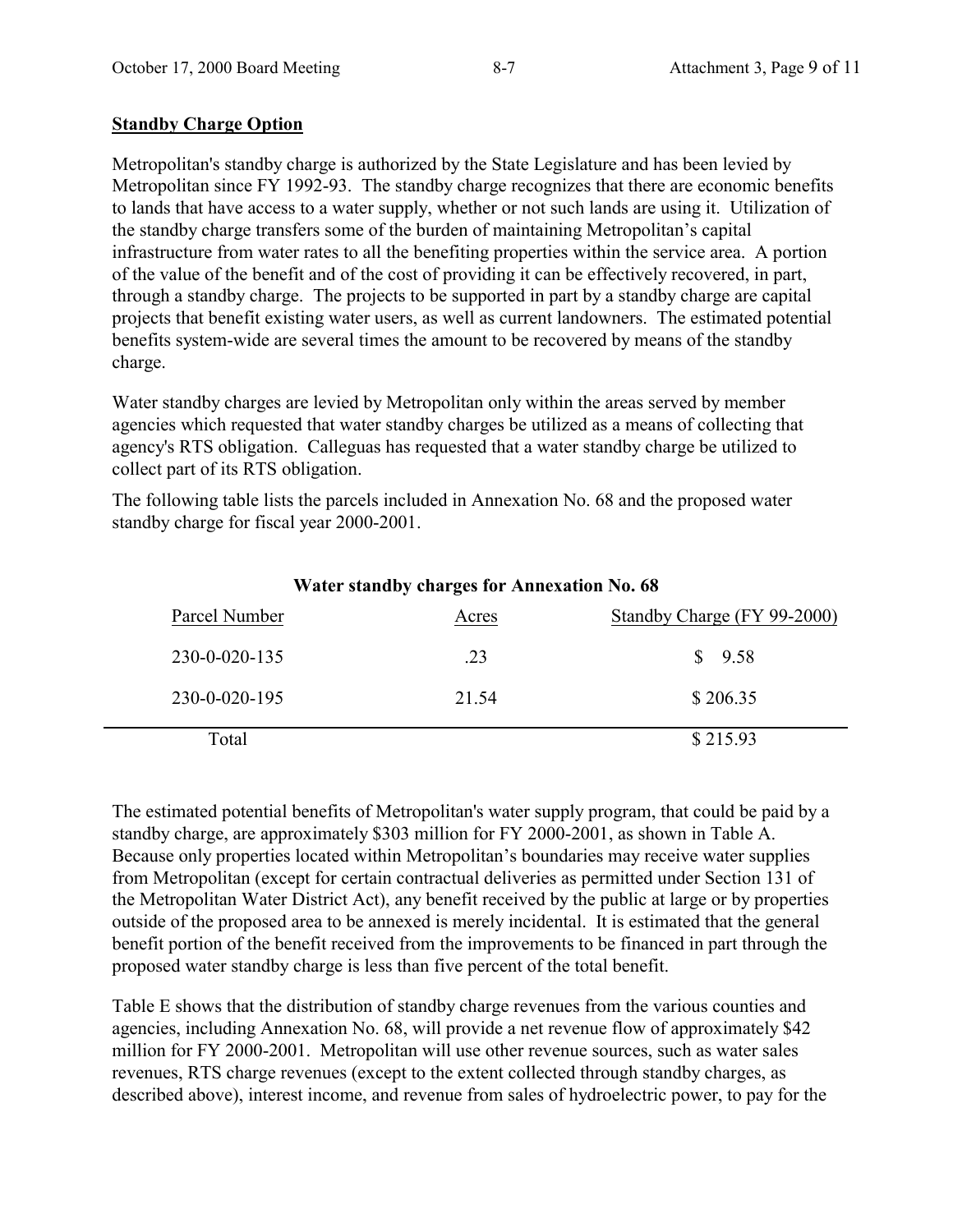**Standby Charge Option**

Metropolitan's standby charge is authorized by the State Legislature and has been levied by Metropolitan since FY 1992-93. The standby charge recognizes that there are economic benefits to lands that have access to a water supply, whether or not such lands are using it. Utilization of the standby charge transfers some of the burden of maintaining Metropolitan's capital infrastructure from water rates to all the benefiting properties within the service area. A portion of the value of the benefit and of the cost of providing it can be effectively recovered, in part, through a standby charge. The projects to be supported in part by a standby charge are capital projects that benefit existing water users, as well as current landowners. The estimated potential benefits system-wide are several times the amount to be recovered by means of the standby charge.

Water standby charges are levied by Metropolitan only within the areas served by member agencies which requested that water standby charges be utilized as a means of collecting that agency's RTS obligation. Calleguas has requested that a water standby charge be utilized to collect part of its RTS obligation.

The following table lists the parcels included in Annexation No. 68 and the proposed water standby charge for fiscal year 2000-2001.

**Water standby charges for Annexation No. 68**

| Parcel Number | Acres | Standby Charge (FY 99-2000) |
|---|---|---|
| 230-0-020-135 | .23 | $ 9.58 |
| 230-0-020-195 | 21.54 | $ 206.35 |
| Total | | $ 215.93 |

The estimated potential benefits of Metropolitan's water supply program, that could be paid by a standby charge, are approximately $303 million for FY 2000-2001, as shown in Table A. Because only properties located within Metropolitan's boundaries may receive water supplies from Metropolitan (except for certain contractual deliveries as permitted under Section 131 of the Metropolitan Water District Act), any benefit received by the public at large or by properties outside of the proposed area to be annexed is merely incidental. It is estimated that the general benefit portion of the benefit received from the improvements to be financed in part through the proposed water standby charge is less than five percent of the total benefit.

Table E shows that the distribution of standby charge revenues from the various counties and agencies, including Annexation No. 68, will provide a net revenue flow of approximately $42 million for FY 2000-2001. Metropolitan will use other revenue sources, such as water sales revenues, RTS charge revenues (except to the extent collected through standby charges, as described above), interest income, and revenue from sales of hydroelectric power, to pay for the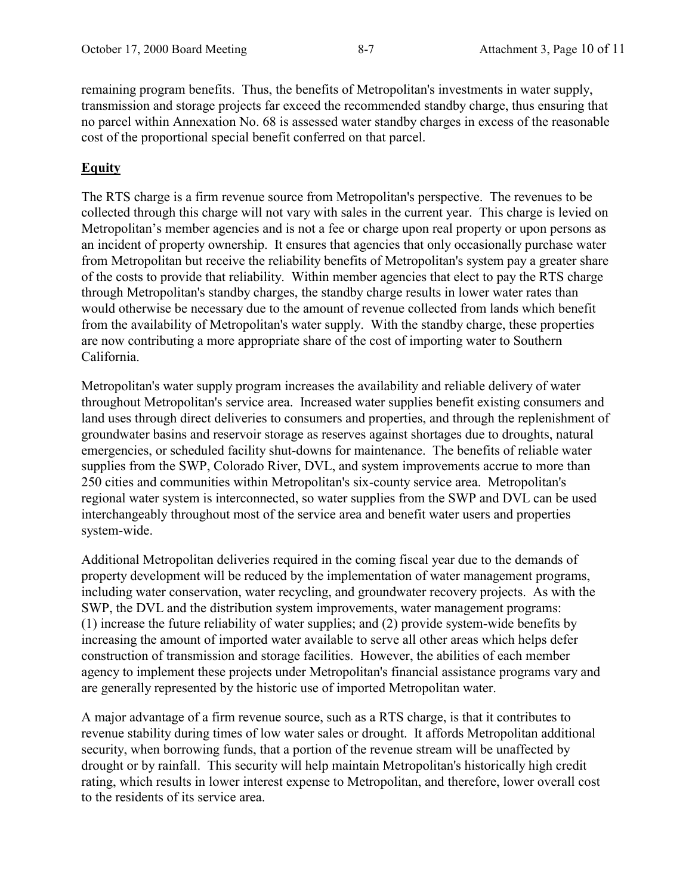remaining program benefits. Thus, the benefits of Metropolitan's investments in water supply, transmission and storage projects far exceed the recommended standby charge, thus ensuring that no parcel within Annexation No. 68 is assessed water standby charges in excess of the reasonable cost of the proportional special benefit conferred on that parcel.

## Equity

The RTS charge is a firm revenue source from Metropolitan's perspective. The revenues to be collected through this charge will not vary with sales in the current year. This charge is levied on Metropolitan's member agencies and is not a fee or charge upon real property or upon persons as an incident of property ownership. It ensures that agencies that only occasionally purchase water from Metropolitan but receive the reliability benefits of Metropolitan's system pay a greater share of the costs to provide that reliability. Within member agencies that elect to pay the RTS charge through Metropolitan's standby charges, the standby charge results in lower water rates than would otherwise be necessary due to the amount of revenue collected from lands which benefit from the availability of Metropolitan's water supply. With the standby charge, these properties are now contributing a more appropriate share of the cost of importing water to Southern California.

Metropolitan's water supply program increases the availability and reliable delivery of water throughout Metropolitan's service area. Increased water supplies benefit existing consumers and land uses through direct deliveries to consumers and properties, and through the replenishment of groundwater basins and reservoir storage as reserves against shortages due to droughts, natural emergencies, or scheduled facility shut-downs for maintenance. The benefits of reliable water supplies from the SWP, Colorado River, DVL, and system improvements accrue to more than 250 cities and communities within Metropolitan's six-county service area. Metropolitan's regional water system is interconnected, so water supplies from the SWP and DVL can be used interchangeably throughout most of the service area and benefit water users and properties system-wide.

Additional Metropolitan deliveries required in the coming fiscal year due to the demands of property development will be reduced by the implementation of water management programs, including water conservation, water recycling, and groundwater recovery projects. As with the SWP, the DVL and the distribution system improvements, water management programs: (1) increase the future reliability of water supplies; and (2) provide system-wide benefits by increasing the amount of imported water available to serve all other areas which helps defer construction of transmission and storage facilities. However, the abilities of each member agency to implement these projects under Metropolitan's financial assistance programs vary and are generally represented by the historic use of imported Metropolitan water.

A major advantage of a firm revenue source, such as a RTS charge, is that it contributes to revenue stability during times of low water sales or drought. It affords Metropolitan additional security, when borrowing funds, that a portion of the revenue stream will be unaffected by drought or by rainfall. This security will help maintain Metropolitan's historically high credit rating, which results in lower interest expense to Metropolitan, and therefore, lower overall cost to the residents of its service area.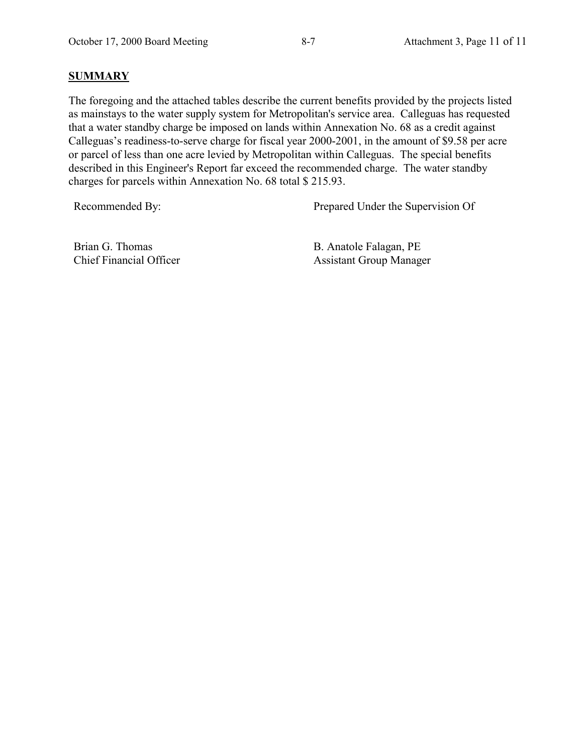**SUMMARY**

The foregoing and the attached tables describe the current benefits provided by the projects listed as mainstays to the water supply system for Metropolitan's service area. Calleguas has requested that a water standby charge be imposed on lands within Annexation No. 68 as a credit against Calleguas's readiness-to-serve charge for fiscal year 2000-2001, in the amount of $9.58 per acre or parcel of less than one acre levied by Metropolitan within Calleguas. The special benefits described in this Engineer's Report far exceed the recommended charge. The water standby charges for parcels within Annexation No. 68 total $ 215.93.

| Recommended By: | Prepared Under the Supervision Of |
|---|---|
| Brian G. Thomas<br>Chief Financial Officer | B. Anatole Falagan, PE<br>Assistant Group Manager |